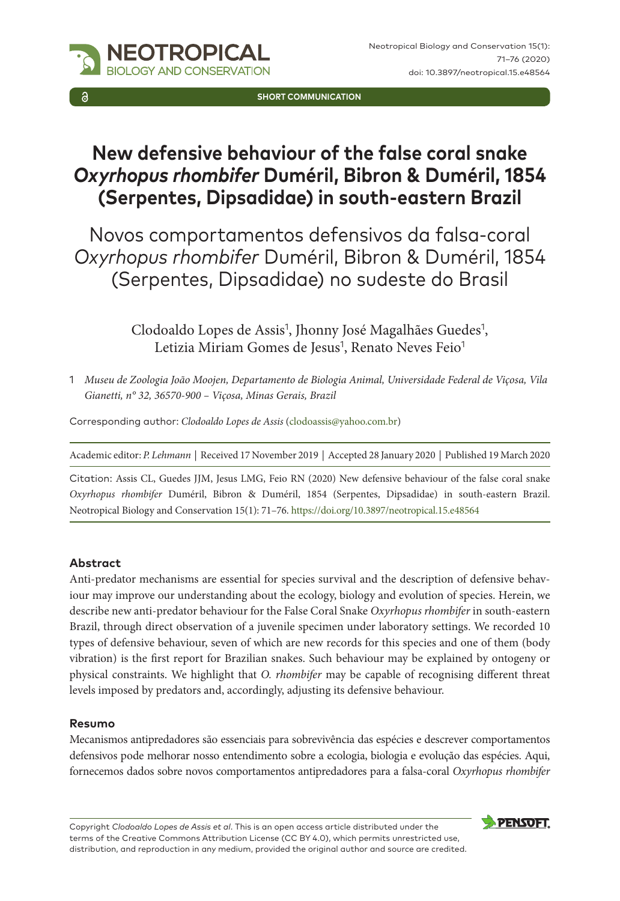SHORT COMMUNICATION

# New defensive behaviour of the false coral snake *Oxyrhopus rhombifer* Duméril, Bibron & Duméril, 1854 (Serpentes, Dipsadidae) in south-eastern Brazil

# Novos comportamentos defensivos da falsa-coral *Oxyrhopus rhombifer* Duméril, Bibron & Duméril, 1854 (Serpentes, Dipsadidae) no sudeste do Brasil

Clodoaldo Lopes de Assis[1], Jhonny José Magalhães Guedes[1], Letizia Miriam Gomes de Jesus[1], Renato Neves Feio[1]

1 *Museu de Zoologia João Moojen, Departamento de Biologia Animal, Universidade Federal de Viçosa, Vila Gianetti, n° 32, 36570-900 – Viçosa, Minas Gerais, Brazil*

Corresponding author: *Clodoaldo Lopes de Assis* (clodoassis@yahoo.com.br)

Academic editor: *P. Lehmann* | Received 17 November 2019 | Accepted 28 January 2020 | Published 19 March 2020

Citation: Assis CL, Guedes JJM, Jesus LMG, Feio RN (2020) New defensive behaviour of the false coral snake *Oxyrhopus rhombifer* Duméril, Bibron & Duméril, 1854 (Serpentes, Dipsadidae) in south-eastern Brazil. Neotropical Biology and Conservation 15(1): 71–76. https://doi.org/10.3897/neotropical.15.e48564

### Abstract

Anti-predator mechanisms are essential for species survival and the description of defensive behaviour may improve our understanding about the ecology, biology and evolution of species. Herein, we describe new anti-predator behaviour for the False Coral Snake *Oxyrhopus rhombifer* in south-eastern Brazil, through direct observation of a juvenile specimen under laboratory settings. We recorded 10 types of defensive behaviour, seven of which are new records for this species and one of them (body vibration) is the first report for Brazilian snakes. Such behaviour may be explained by ontogeny or physical constraints. We highlight that *O. rhombifer* may be capable of recognising different threat levels imposed by predators and, accordingly, adjusting its defensive behaviour.

### Resumo

Mecanismos antipredadores são essenciais para sobrevivência das espécies e descrever comportamentos defensivos pode melhorar nosso entendimento sobre a ecologia, biologia e evolução das espécies. Aqui, fornecemos dados sobre novos comportamentos antipredadores para a falsa-coral *Oxyrhopus rhombifer*

Copyright *Clodoaldo Lopes de Assis et al*. This is an open access article distributed under the terms of the Creative Commons Attribution License (CC BY 4.0), which permits unrestricted use, distribution, and reproduction in any medium, provided the original author and source are credited.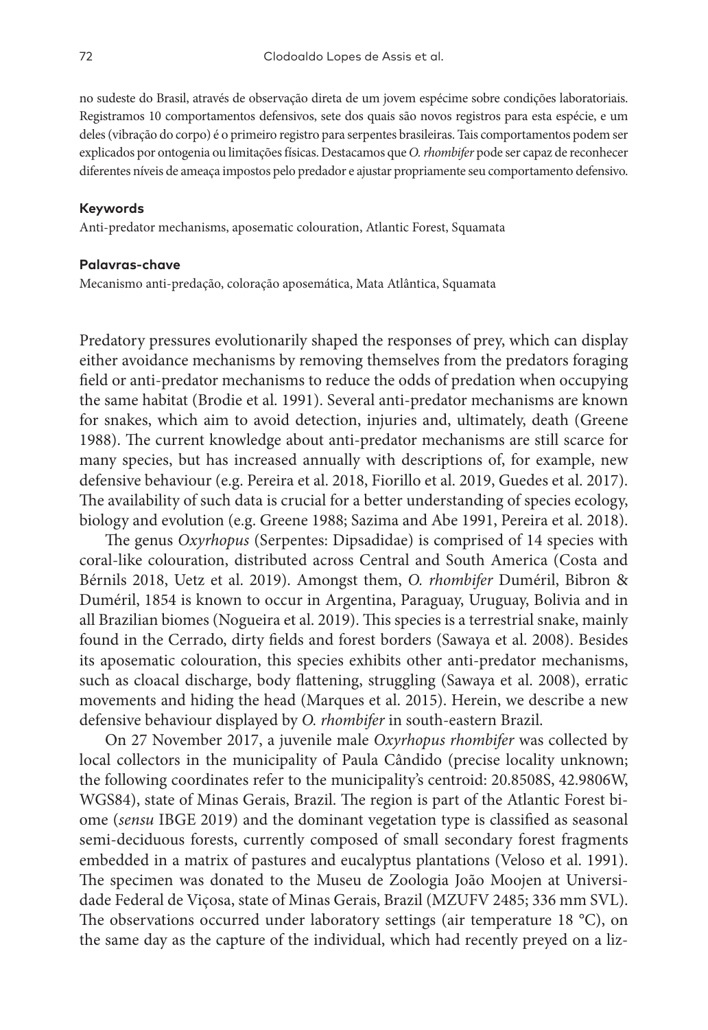no sudeste do Brasil, através de observação direta de um jovem espécime sobre condições laboratoriais. Registramos 10 comportamentos defensivos, sete dos quais são novos registros para esta espécie, e um deles (vibração do corpo) é o primeiro registro para serpentes brasileiras. Tais comportamentos podem ser explicados por ontogenia ou limitações físicas. Destacamos que *O. rhombifer* pode ser capaz de reconhecer diferentes níveis de ameaça impostos pelo predador e ajustar propriamente seu comportamento defensivo.

#### Keywords

Anti-predator mechanisms, aposematic colouration, Atlantic Forest, Squamata

#### Palavras-chave

Mecanismo anti-predação, coloração aposemática, Mata Atlântica, Squamata

Predatory pressures evolutionarily shaped the responses of prey, which can display either avoidance mechanisms by removing themselves from the predators foraging field or anti-predator mechanisms to reduce the odds of predation when occupying the same habitat (Brodie et al. 1991). Several anti-predator mechanisms are known for snakes, which aim to avoid detection, injuries and, ultimately, death (Greene 1988). The current knowledge about anti-predator mechanisms are still scarce for many species, but has increased annually with descriptions of, for example, new defensive behaviour (e.g. Pereira et al. 2018, Fiorillo et al. 2019, Guedes et al. 2017). The availability of such data is crucial for a better understanding of species ecology, biology and evolution (e.g. Greene 1988; Sazima and Abe 1991, Pereira et al. 2018).

The genus *Oxyrhopus* (Serpentes: Dipsadidae) is comprised of 14 species with coral-like colouration, distributed across Central and South America (Costa and Bérnils 2018, Uetz et al. 2019). Amongst them, *O. rhombifer* Duméril, Bibron & Duméril, 1854 is known to occur in Argentina, Paraguay, Uruguay, Bolivia and in all Brazilian biomes (Nogueira et al. 2019). This species is a terrestrial snake, mainly found in the Cerrado, dirty fields and forest borders (Sawaya et al. 2008). Besides its aposematic colouration, this species exhibits other anti-predator mechanisms, such as cloacal discharge, body flattening, struggling (Sawaya et al. 2008), erratic movements and hiding the head (Marques et al. 2015). Herein, we describe a new defensive behaviour displayed by *O. rhombifer* in south-eastern Brazil.

On 27 November 2017, a juvenile male *Oxyrhopus rhombifer* was collected by local collectors in the municipality of Paula Cândido (precise locality unknown; the following coordinates refer to the municipality's centroid: 20.8508S, 42.9806W, WGS84), state of Minas Gerais, Brazil. The region is part of the Atlantic Forest biome (*sensu* IBGE 2019) and the dominant vegetation type is classified as seasonal semi-deciduous forests, currently composed of small secondary forest fragments embedded in a matrix of pastures and eucalyptus plantations (Veloso et al. 1991). The specimen was donated to the Museu de Zoologia João Moojen at Universidade Federal de Viçosa, state of Minas Gerais, Brazil (MZUFV 2485; 336 mm SVL). The observations occurred under laboratory settings (air temperature 18 °C), on the same day as the capture of the individual, which had recently preyed on a liz-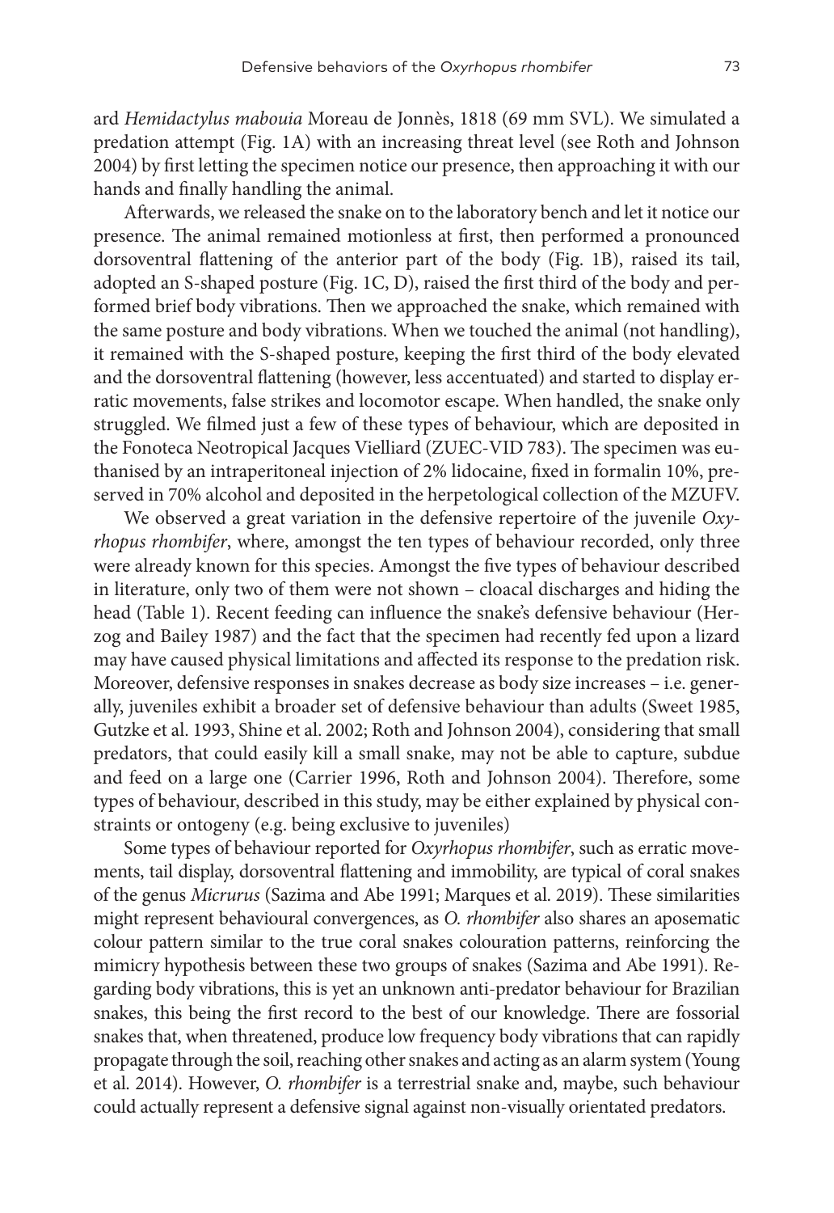ard *Hemidactylus mabouia* Moreau de Jonnès, 1818 (69 mm SVL). We simulated a predation attempt (Fig. 1A) with an increasing threat level (see Roth and Johnson 2004) by first letting the specimen notice our presence, then approaching it with our hands and finally handling the animal.

Afterwards, we released the snake on to the laboratory bench and let it notice our presence. The animal remained motionless at first, then performed a pronounced dorsoventral flattening of the anterior part of the body (Fig. 1B), raised its tail, adopted an S-shaped posture (Fig. 1C, D), raised the first third of the body and performed brief body vibrations. Then we approached the snake, which remained with the same posture and body vibrations. When we touched the animal (not handling), it remained with the S-shaped posture, keeping the first third of the body elevated and the dorsoventral flattening (however, less accentuated) and started to display erratic movements, false strikes and locomotor escape. When handled, the snake only struggled. We filmed just a few of these types of behaviour, which are deposited in the Fonoteca Neotropical Jacques Vielliard (ZUEC-VID 783). The specimen was euthanised by an intraperitoneal injection of 2% lidocaine, fixed in formalin 10%, preserved in 70% alcohol and deposited in the herpetological collection of the MZUFV.

We observed a great variation in the defensive repertoire of the juvenile *Oxyrhopus rhombifer*, where, amongst the ten types of behaviour recorded, only three were already known for this species. Amongst the five types of behaviour described in literature, only two of them were not shown – cloacal discharges and hiding the head (Table 1). Recent feeding can influence the snake's defensive behaviour (Herzog and Bailey 1987) and the fact that the specimen had recently fed upon a lizard may have caused physical limitations and affected its response to the predation risk. Moreover, defensive responses in snakes decrease as body size increases – i.e. generally, juveniles exhibit a broader set of defensive behaviour than adults (Sweet 1985, Gutzke et al. 1993, Shine et al. 2002; Roth and Johnson 2004), considering that small predators, that could easily kill a small snake, may not be able to capture, subdue and feed on a large one (Carrier 1996, Roth and Johnson 2004). Therefore, some types of behaviour, described in this study, may be either explained by physical constraints or ontogeny (e.g. being exclusive to juveniles)

Some types of behaviour reported for *Oxyrhopus rhombifer*, such as erratic movements, tail display, dorsoventral flattening and immobility, are typical of coral snakes of the genus *Micrurus* (Sazima and Abe 1991; Marques et al. 2019). These similarities might represent behavioural convergences, as *O. rhombifer* also shares an aposematic colour pattern similar to the true coral snakes colouration patterns, reinforcing the mimicry hypothesis between these two groups of snakes (Sazima and Abe 1991). Regarding body vibrations, this is yet an unknown anti-predator behaviour for Brazilian snakes, this being the first record to the best of our knowledge. There are fossorial snakes that, when threatened, produce low frequency body vibrations that can rapidly propagate through the soil, reaching other snakes and acting as an alarm system (Young et al. 2014). However, *O. rhombifer* is a terrestrial snake and, maybe, such behaviour could actually represent a defensive signal against non-visually orientated predators.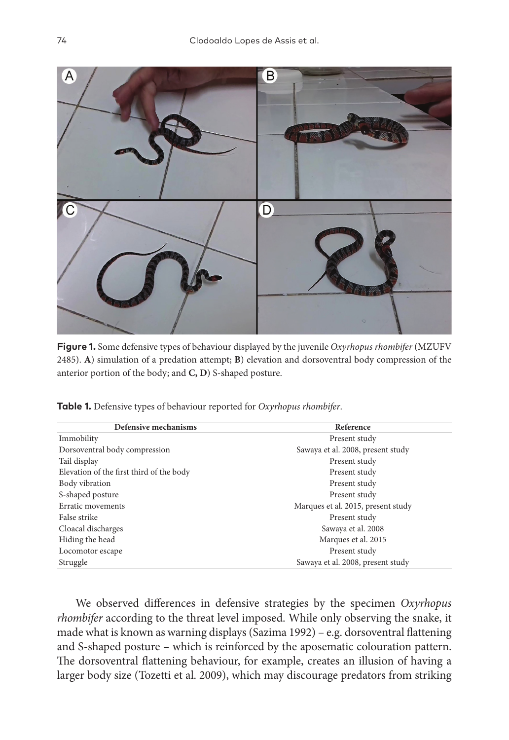**Figure 1.** Some defensive types of behaviour displayed by the juvenile *Oxyrhopus rhombifer* (MZUFV 2485). **A**) simulation of a predation attempt; **B**) elevation and dorsoventral body compression of the anterior portion of the body; and **C, D**) S-shaped posture.

**Table 1.** Defensive types of behaviour reported for *Oxyrhopus rhombifer*.

| Defensive mechanisms | Reference |
| --- | --- |
| Immobility | Present study |
| Dorsoventral body compression | Sawaya et al. 2008, present study |
| Tail display | Present study |
| Elevation of the first third of the body | Present study |
| Body vibration | Present study |
| S-shaped posture | Present study |
| Erratic movements | Marques et al. 2015, present study |
| False strike | Present study |
| Cloacal discharges | Sawaya et al. 2008 |
| Hiding the head | Marques et al. 2015 |
| Locomotor escape | Present study |
| Struggle | Sawaya et al. 2008, present study |

We observed differences in defensive strategies by the specimen *Oxyrhopus rhombifer* according to the threat level imposed. While only observing the snake, it made what is known as warning displays (Sazima 1992) – e.g. dorsoventral flattening and S-shaped posture – which is reinforced by the aposematic colouration pattern. The dorsoventral flattening behaviour, for example, creates an illusion of having a larger body size (Tozetti et al. 2009), which may discourage predators from striking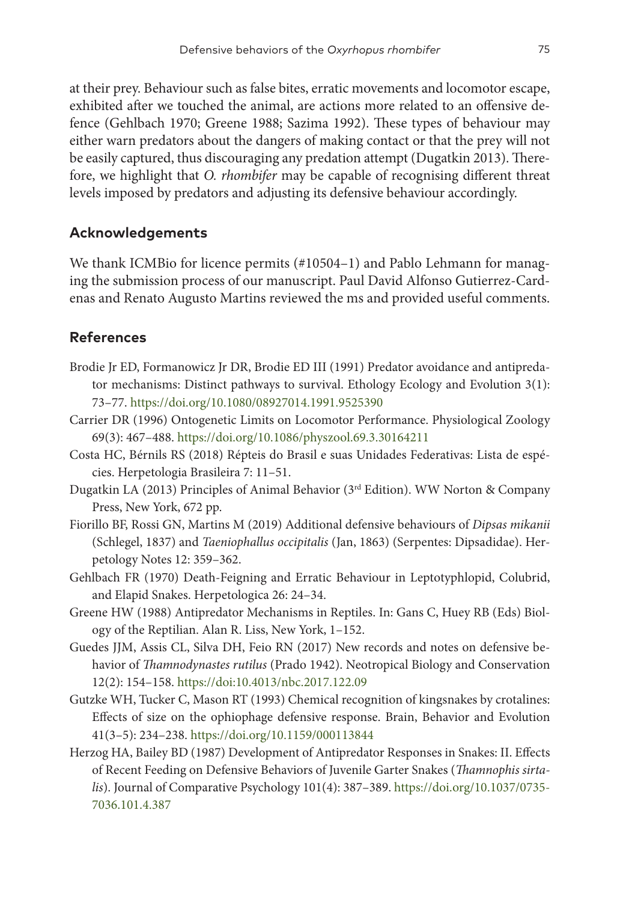at their prey. Behaviour such as false bites, erratic movements and locomotor escape, exhibited after we touched the animal, are actions more related to an offensive defence (Gehlbach 1970; Greene 1988; Sazima 1992). These types of behaviour may either warn predators about the dangers of making contact or that the prey will not be easily captured, thus discouraging any predation attempt (Dugatkin 2013). Therefore, we highlight that *O. rhombifer* may be capable of recognising different threat levels imposed by predators and adjusting its defensive behaviour accordingly.

## Acknowledgements

We thank ICMBio for licence permits (#10504–1) and Pablo Lehmann for managing the submission process of our manuscript. Paul David Alfonso Gutierrez-Cardenas and Renato Augusto Martins reviewed the ms and provided useful comments.

## References

Brodie Jr ED, Formanowicz Jr DR, Brodie ED III (1991) Predator avoidance and antipredator mechanisms: Distinct pathways to survival. Ethology Ecology and Evolution 3(1): 73–77. https://doi.org/10.1080/08927014.1991.9525390

Carrier DR (1996) Ontogenetic Limits on Locomotor Performance. Physiological Zoology 69(3): 467–488. https://doi.org/10.1086/physzool.69.3.30164211

Costa HC, Bérnils RS (2018) Répteis do Brasil e suas Unidades Federativas: Lista de espécies. Herpetologia Brasileira 7: 11–51.

Dugatkin LA (2013) Principles of Animal Behavior (3rd Edition). WW Norton & Company Press, New York, 672 pp.

Fiorillo BF, Rossi GN, Martins M (2019) Additional defensive behaviours of *Dipsas mikanii* (Schlegel, 1837) and *Taeniophallus occipitalis* (Jan, 1863) (Serpentes: Dipsadidae). Herpetology Notes 12: 359–362.

Gehlbach FR (1970) Death-Feigning and Erratic Behaviour in Leptotyphlopid, Colubrid, and Elapid Snakes. Herpetologica 26: 24–34.

Greene HW (1988) Antipredator Mechanisms in Reptiles. In: Gans C, Huey RB (Eds) Biology of the Reptilian. Alan R. Liss, New York, 1–152.

Guedes JJM, Assis CL, Silva DH, Feio RN (2017) New records and notes on defensive behavior of *Thamnodynastes rutilus* (Prado 1942). Neotropical Biology and Conservation 12(2): 154–158. https://doi:10.4013/nbc.2017.122.09

Gutzke WH, Tucker C, Mason RT (1993) Chemical recognition of kingsnakes by crotalines: Effects of size on the ophiophage defensive response. Brain, Behavior and Evolution 41(3–5): 234–238. https://doi.org/10.1159/000113844

Herzog HA, Bailey BD (1987) Development of Antipredator Responses in Snakes: II. Effects of Recent Feeding on Defensive Behaviors of Juvenile Garter Snakes (*Thamnophis sirtalis*). Journal of Comparative Psychology 101(4): 387–389. https://doi.org/10.1037/0735-7036.101.4.387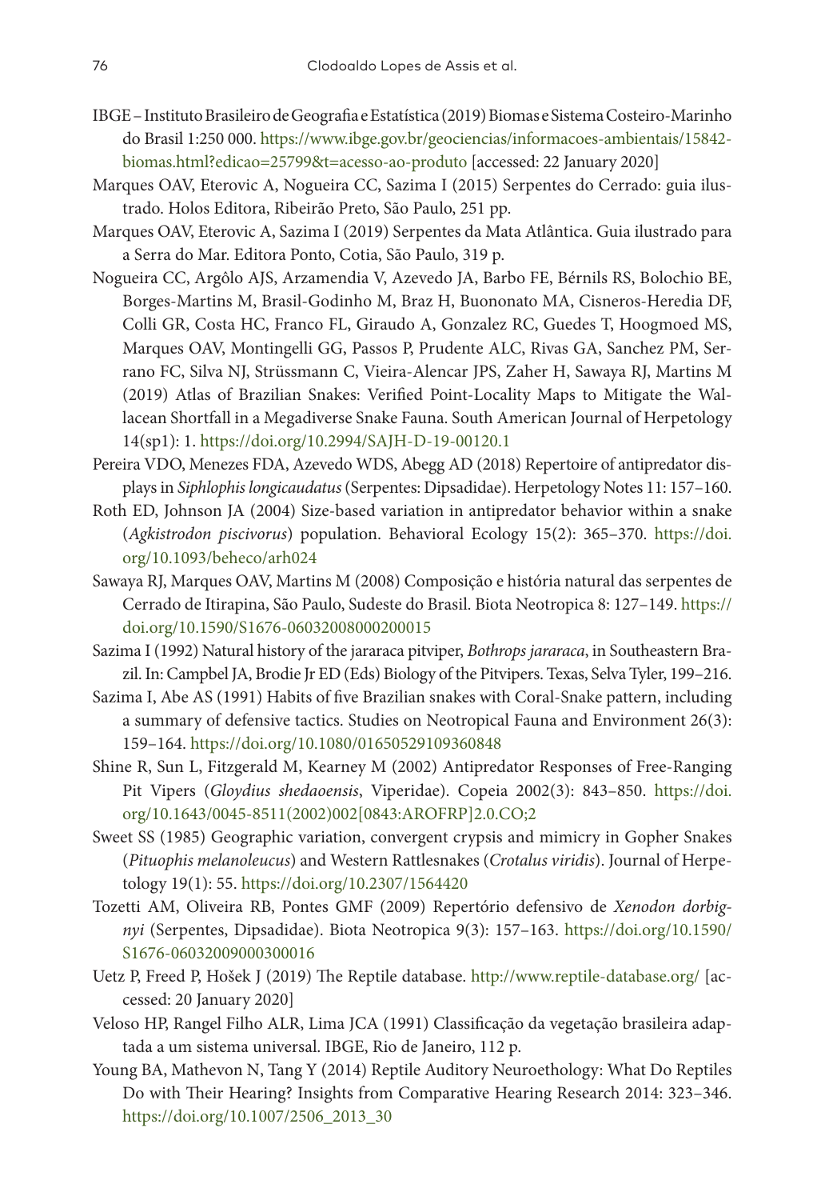IBGE – Instituto Brasileiro de Geografia e Estatística (2019) Biomas e Sistema Costeiro-Marinho do Brasil 1:250 000. https://www.ibge.gov.br/geociencias/informacoes-ambientais/15842-biomas.html?edicao=25799&t=acesso-ao-produto [accessed: 22 January 2020]

Marques OAV, Eterovic A, Nogueira CC, Sazima I (2015) Serpentes do Cerrado: guia ilustrado. Holos Editora, Ribeirão Preto, São Paulo, 251 pp.

Marques OAV, Eterovic A, Sazima I (2019) Serpentes da Mata Atlântica. Guia ilustrado para a Serra do Mar. Editora Ponto, Cotia, São Paulo, 319 p.

Nogueira CC, Argôlo AJS, Arzamendia V, Azevedo JA, Barbo FE, Bérnils RS, Bolochio BE, Borges-Martins M, Brasil-Godinho M, Braz H, Buononato MA, Cisneros-Heredia DF, Colli GR, Costa HC, Franco FL, Giraudo A, Gonzalez RC, Guedes T, Hoogmoed MS, Marques OAV, Montingelli GG, Passos P, Prudente ALC, Rivas GA, Sanchez PM, Serrano FC, Silva NJ, Strüssmann C, Vieira-Alencar JPS, Zaher H, Sawaya RJ, Martins M (2019) Atlas of Brazilian Snakes: Verified Point-Locality Maps to Mitigate the Wallacean Shortfall in a Megadiverse Snake Fauna. South American Journal of Herpetology 14(sp1): 1. https://doi.org/10.2994/SAJH-D-19-00120.1

Pereira VDO, Menezes FDA, Azevedo WDS, Abegg AD (2018) Repertoire of antipredator displays in *Siphlophis longicaudatus* (Serpentes: Dipsadidae). Herpetology Notes 11: 157–160.

Roth ED, Johnson JA (2004) Size-based variation in antipredator behavior within a snake (*Agkistrodon piscivorus*) population. Behavioral Ecology 15(2): 365–370. https://doi.org/10.1093/beheco/arh024

Sawaya RJ, Marques OAV, Martins M (2008) Composição e história natural das serpentes de Cerrado de Itirapina, São Paulo, Sudeste do Brasil. Biota Neotropica 8: 127–149. https://doi.org/10.1590/S1676-06032008000200015

Sazima I (1992) Natural history of the jararaca pitviper, *Bothrops jararaca*, in Southeastern Brazil. In: Campbel JA, Brodie Jr ED (Eds) Biology of the Pitvipers. Texas, Selva Tyler, 199–216.

Sazima I, Abe AS (1991) Habits of five Brazilian snakes with Coral-Snake pattern, including a summary of defensive tactics. Studies on Neotropical Fauna and Environment 26(3): 159–164. https://doi.org/10.1080/01650529109360848

Shine R, Sun L, Fitzgerald M, Kearney M (2002) Antipredator Responses of Free-Ranging Pit Vipers (*Gloydius shedaoensis*, Viperidae). Copeia 2002(3): 843–850. https://doi.org/10.1643/0045-8511(2002)002[0843:AROFRP]2.0.CO;2

Sweet SS (1985) Geographic variation, convergent crypsis and mimicry in Gopher Snakes (*Pituophis melanoleucus*) and Western Rattlesnakes (*Crotalus viridis*). Journal of Herpetology 19(1): 55. https://doi.org/10.2307/1564420

Tozetti AM, Oliveira RB, Pontes GMF (2009) Repertório defensivo de *Xenodon dorbignyi* (Serpentes, Dipsadidae). Biota Neotropica 9(3): 157–163. https://doi.org/10.1590/S1676-06032009000300016

Uetz P, Freed P, Hošek J (2019) The Reptile database. http://www.reptile-database.org/ [accessed: 20 January 2020]

Veloso HP, Rangel Filho ALR, Lima JCA (1991) Classificação da vegetação brasileira adaptada a um sistema universal. IBGE, Rio de Janeiro, 112 p.

Young BA, Mathevon N, Tang Y (2014) Reptile Auditory Neuroethology: What Do Reptiles Do with Their Hearing? Insights from Comparative Hearing Research 2014: 323–346. https://doi.org/10.1007/2506_2013_30